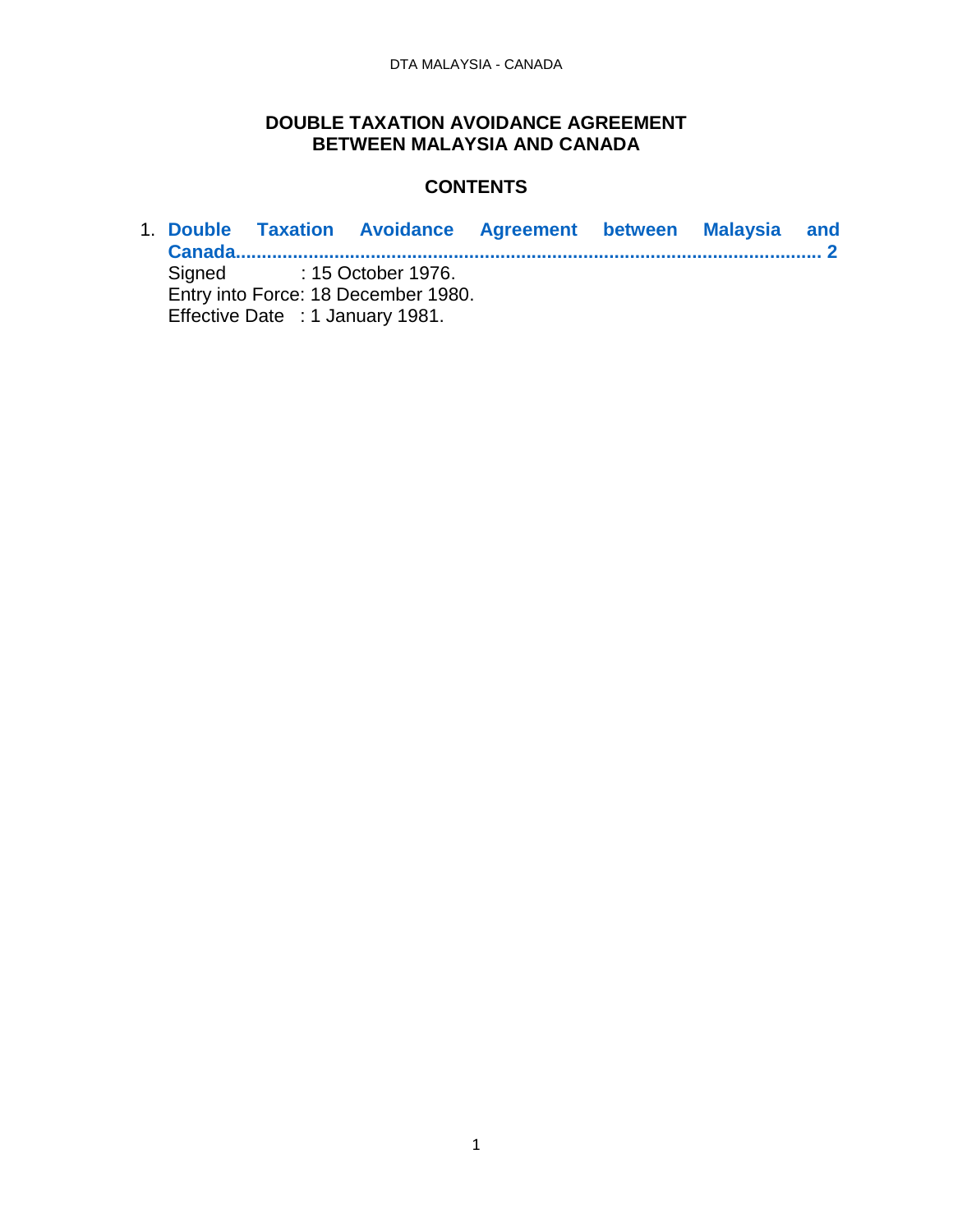# DOUBLE TAXATION AVOIDANCE AGREEMENT BETWEEN MALAYSIA AND CANADA

## CONTENTS

1. **Double Taxation Avoidance Agreement between Malaysia and Canada................................................................................................................ 2**
   Signed : 15 October 1976.
   Entry into Force: 18 December 1980.
   Effective Date : 1 January 1981.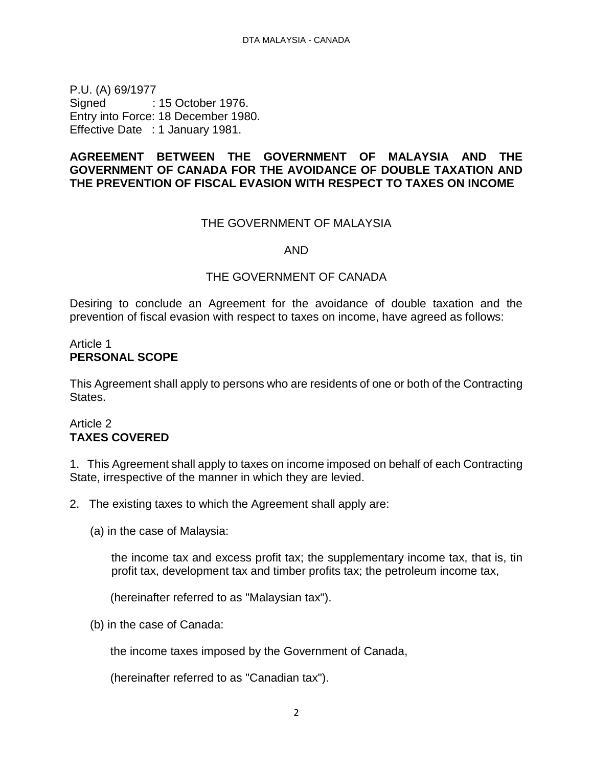P.U. (A) 69/1977
Signed : 15 October 1976.
Entry into Force: 18 December 1980.
Effective Date : 1 January 1981.

**AGREEMENT BETWEEN THE GOVERNMENT OF MALAYSIA AND THE GOVERNMENT OF CANADA FOR THE AVOIDANCE OF DOUBLE TAXATION AND THE PREVENTION OF FISCAL EVASION WITH RESPECT TO TAXES ON INCOME**

THE GOVERNMENT OF MALAYSIA

AND

THE GOVERNMENT OF CANADA

Desiring to conclude an Agreement for the avoidance of double taxation and the prevention of fiscal evasion with respect to taxes on income, have agreed as follows:

Article 1
**PERSONAL SCOPE**

This Agreement shall apply to persons who are residents of one or both of the Contracting States.

Article 2
**TAXES COVERED**

1. This Agreement shall apply to taxes on income imposed on behalf of each Contracting State, irrespective of the manner in which they are levied.

2. The existing taxes to which the Agreement shall apply are:

(a) in the case of Malaysia:

the income tax and excess profit tax; the supplementary income tax, that is, tin profit tax, development tax and timber profits tax; the petroleum income tax,

(hereinafter referred to as "Malaysian tax").

(b) in the case of Canada:

the income taxes imposed by the Government of Canada,

(hereinafter referred to as "Canadian tax").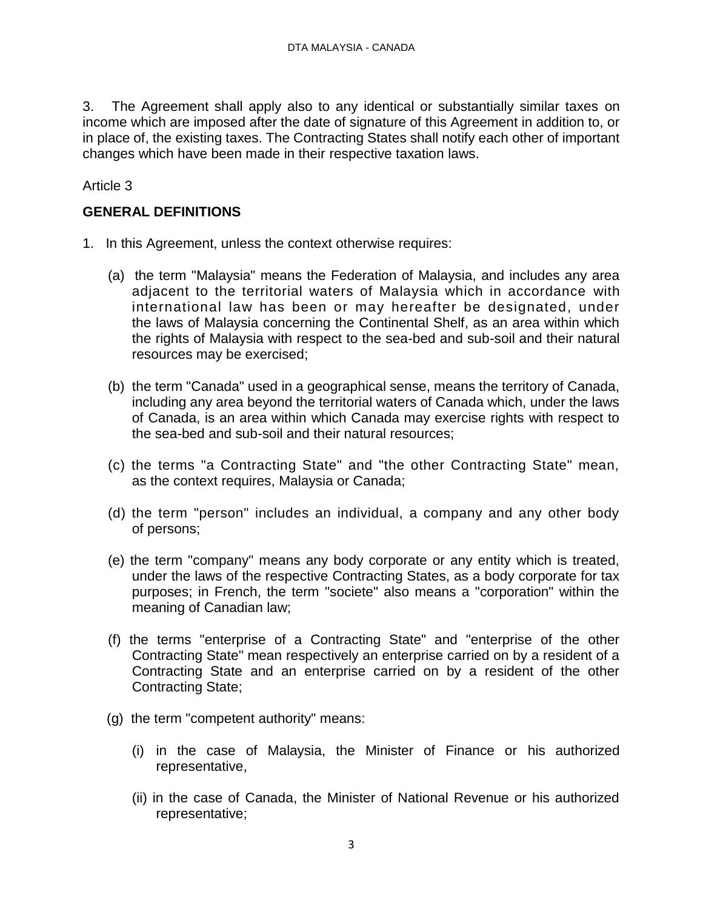3. The Agreement shall apply also to any identical or substantially similar taxes on income which are imposed after the date of signature of this Agreement in addition to, or in place of, the existing taxes. The Contracting States shall notify each other of important changes which have been made in their respective taxation laws.

Article 3

**GENERAL DEFINITIONS**

1. In this Agreement, unless the context otherwise requires:

   (a) the term "Malaysia" means the Federation of Malaysia, and includes any area adjacent to the territorial waters of Malaysia which in accordance with international law has been or may hereafter be designated, under the laws of Malaysia concerning the Continental Shelf, as an area within which the rights of Malaysia with respect to the sea-bed and sub-soil and their natural resources may be exercised;

   (b) the term "Canada" used in a geographical sense, means the territory of Canada, including any area beyond the territorial waters of Canada which, under the laws of Canada, is an area within which Canada may exercise rights with respect to the sea-bed and sub-soil and their natural resources;

   (c) the terms "a Contracting State" and "the other Contracting State" mean, as the context requires, Malaysia or Canada;

   (d) the term "person" includes an individual, a company and any other body of persons;

   (e) the term "company" means any body corporate or any entity which is treated, under the laws of the respective Contracting States, as a body corporate for tax purposes; in French, the term "societe" also means a "corporation" within the meaning of Canadian law;

   (f) the terms "enterprise of a Contracting State" and "enterprise of the other Contracting State" mean respectively an enterprise carried on by a resident of a Contracting State and an enterprise carried on by a resident of the other Contracting State;

   (g) the term "competent authority" means:

      (i) in the case of Malaysia, the Minister of Finance or his authorized representative,

      (ii) in the case of Canada, the Minister of National Revenue or his authorized representative;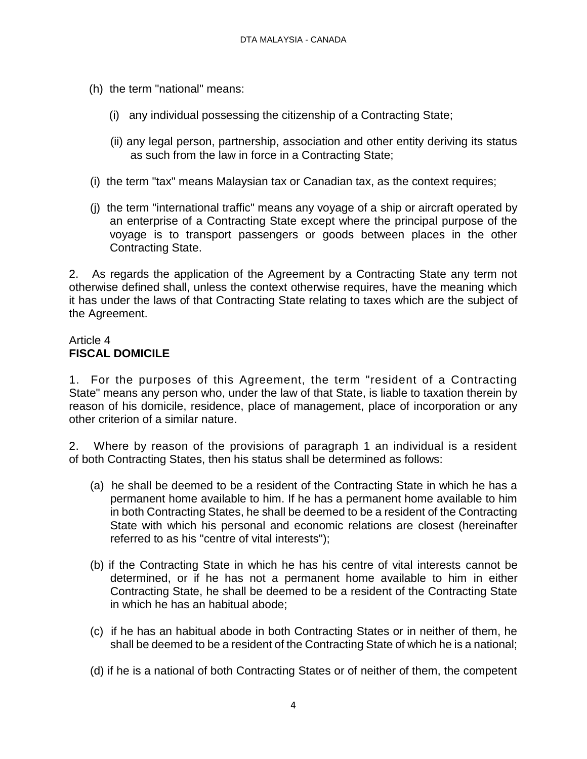(h) the term "national" means:

(i) any individual possessing the citizenship of a Contracting State;

(ii) any legal person, partnership, association and other entity deriving its status as such from the law in force in a Contracting State;

(i) the term "tax" means Malaysian tax or Canadian tax, as the context requires;

(j) the term "international traffic" means any voyage of a ship or aircraft operated by an enterprise of a Contracting State except where the principal purpose of the voyage is to transport passengers or goods between places in the other Contracting State.

2. As regards the application of the Agreement by a Contracting State any term not otherwise defined shall, unless the context otherwise requires, have the meaning which it has under the laws of that Contracting State relating to taxes which are the subject of the Agreement.

## Article 4
## **FISCAL DOMICILE**

1. For the purposes of this Agreement, the term "resident of a Contracting State" means any person who, under the law of that State, is liable to taxation therein by reason of his domicile, residence, place of management, place of incorporation or any other criterion of a similar nature.

2. Where by reason of the provisions of paragraph 1 an individual is a resident of both Contracting States, then his status shall be determined as follows:

(a) he shall be deemed to be a resident of the Contracting State in which he has a permanent home available to him. If he has a permanent home available to him in both Contracting States, he shall be deemed to be a resident of the Contracting State with which his personal and economic relations are closest (hereinafter referred to as his "centre of vital interests");

(b) if the Contracting State in which he has his centre of vital interests cannot be determined, or if he has not a permanent home available to him in either Contracting State, he shall be deemed to be a resident of the Contracting State in which he has an habitual abode;

(c) if he has an habitual abode in both Contracting States or in neither of them, he shall be deemed to be a resident of the Contracting State of which he is a national;

(d) if he is a national of both Contracting States or of neither of them, the competent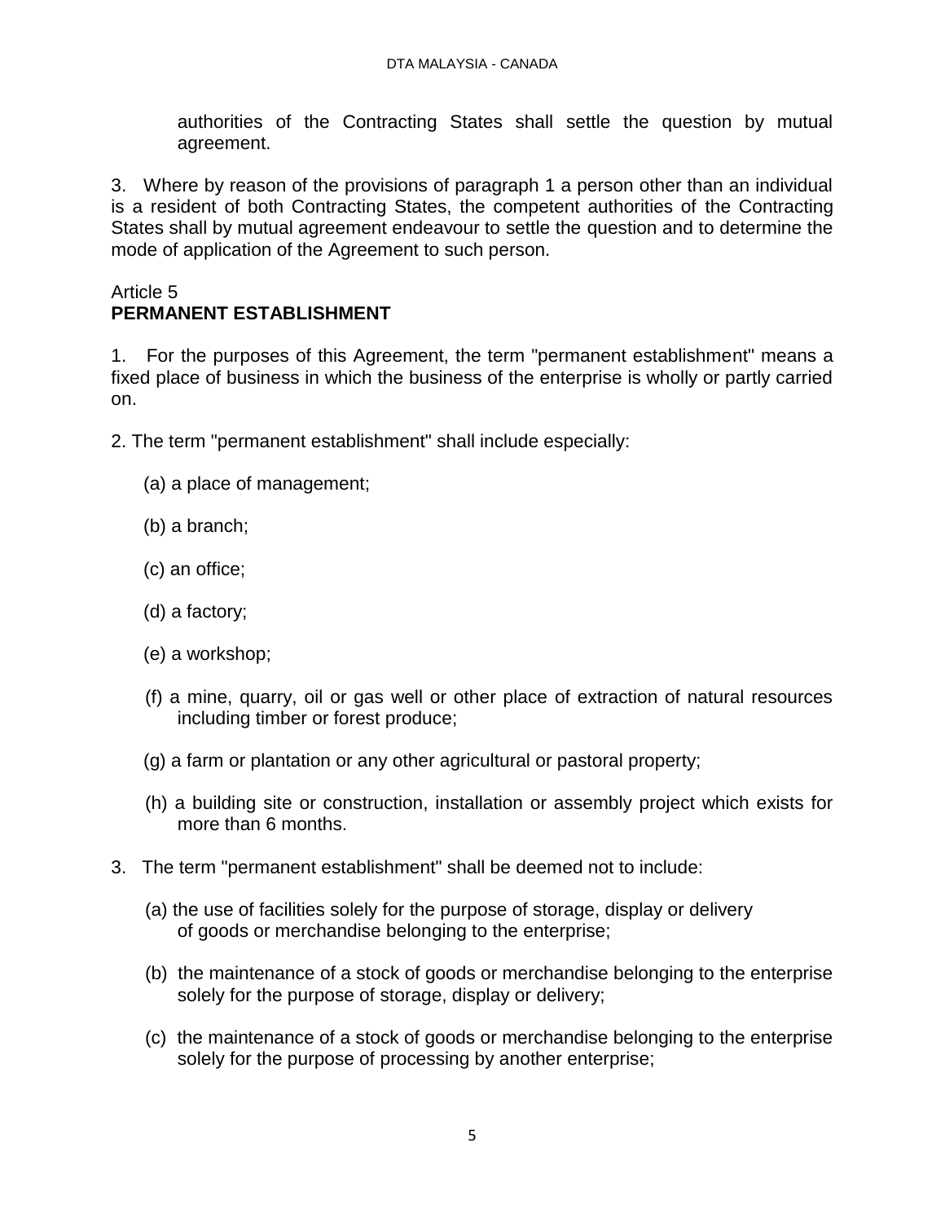authorities of the Contracting States shall settle the question by mutual agreement.

3. Where by reason of the provisions of paragraph 1 a person other than an individual is a resident of both Contracting States, the competent authorities of the Contracting States shall by mutual agreement endeavour to settle the question and to determine the mode of application of the Agreement to such person.

Article 5
**PERMANENT ESTABLISHMENT**

1. For the purposes of this Agreement, the term "permanent establishment" means a fixed place of business in which the business of the enterprise is wholly or partly carried on.

2. The term "permanent establishment" shall include especially:

(a) a place of management;

(b) a branch;

(c) an office;

(d) a factory;

(e) a workshop;

(f) a mine, quarry, oil or gas well or other place of extraction of natural resources including timber or forest produce;

(g) a farm or plantation or any other agricultural or pastoral property;

(h) a building site or construction, installation or assembly project which exists for more than 6 months.

3. The term "permanent establishment" shall be deemed not to include:

(a) the use of facilities solely for the purpose of storage, display or delivery of goods or merchandise belonging to the enterprise;

(b) the maintenance of a stock of goods or merchandise belonging to the enterprise solely for the purpose of storage, display or delivery;

(c) the maintenance of a stock of goods or merchandise belonging to the enterprise solely for the purpose of processing by another enterprise;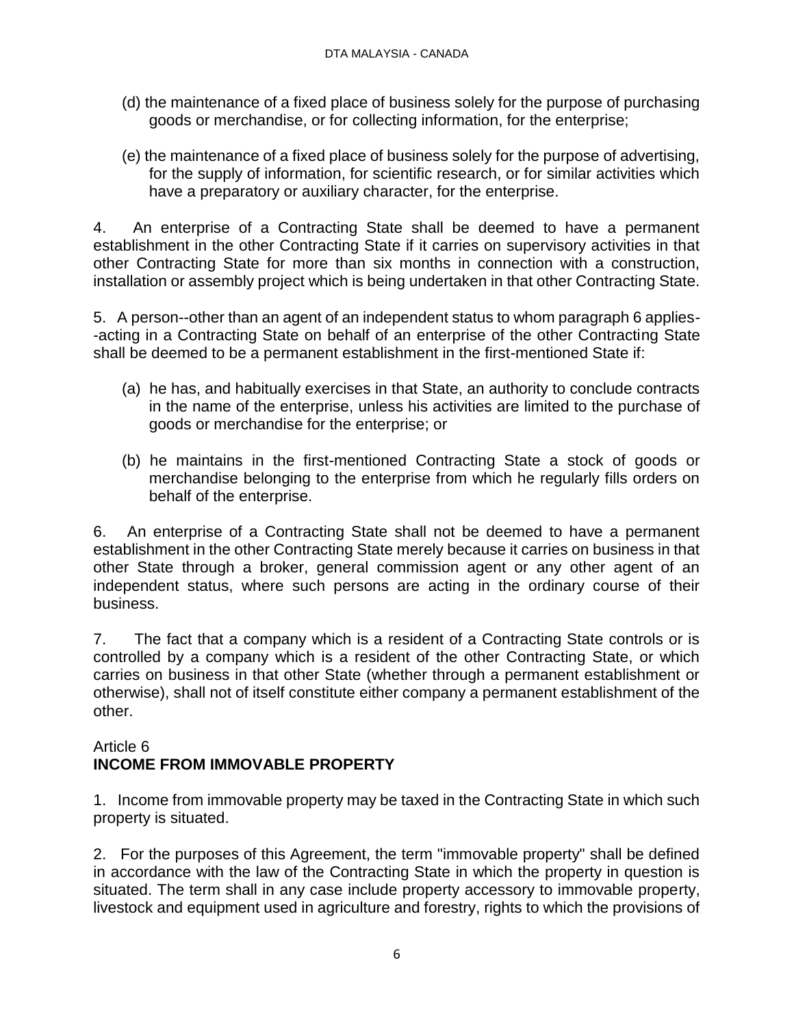(d) the maintenance of a fixed place of business solely for the purpose of purchasing goods or merchandise, or for collecting information, for the enterprise;

(e) the maintenance of a fixed place of business solely for the purpose of advertising, for the supply of information, for scientific research, or for similar activities which have a preparatory or auxiliary character, for the enterprise.

4. An enterprise of a Contracting State shall be deemed to have a permanent establishment in the other Contracting State if it carries on supervisory activities in that other Contracting State for more than six months in connection with a construction, installation or assembly project which is being undertaken in that other Contracting State.

5. A person--other than an agent of an independent status to whom paragraph 6 applies--acting in a Contracting State on behalf of an enterprise of the other Contracting State shall be deemed to be a permanent establishment in the first-mentioned State if:

(a) he has, and habitually exercises in that State, an authority to conclude contracts in the name of the enterprise, unless his activities are limited to the purchase of goods or merchandise for the enterprise; or

(b) he maintains in the first-mentioned Contracting State a stock of goods or merchandise belonging to the enterprise from which he regularly fills orders on behalf of the enterprise.

6. An enterprise of a Contracting State shall not be deemed to have a permanent establishment in the other Contracting State merely because it carries on business in that other State through a broker, general commission agent or any other agent of an independent status, where such persons are acting in the ordinary course of their business.

7. The fact that a company which is a resident of a Contracting State controls or is controlled by a company which is a resident of the other Contracting State, or which carries on business in that other State (whether through a permanent establishment or otherwise), shall not of itself constitute either company a permanent establishment of the other.

## Article 6
## INCOME FROM IMMOVABLE PROPERTY

1. Income from immovable property may be taxed in the Contracting State in which such property is situated.

2. For the purposes of this Agreement, the term "immovable property" shall be defined in accordance with the law of the Contracting State in which the property in question is situated. The term shall in any case include property accessory to immovable property, livestock and equipment used in agriculture and forestry, rights to which the provisions of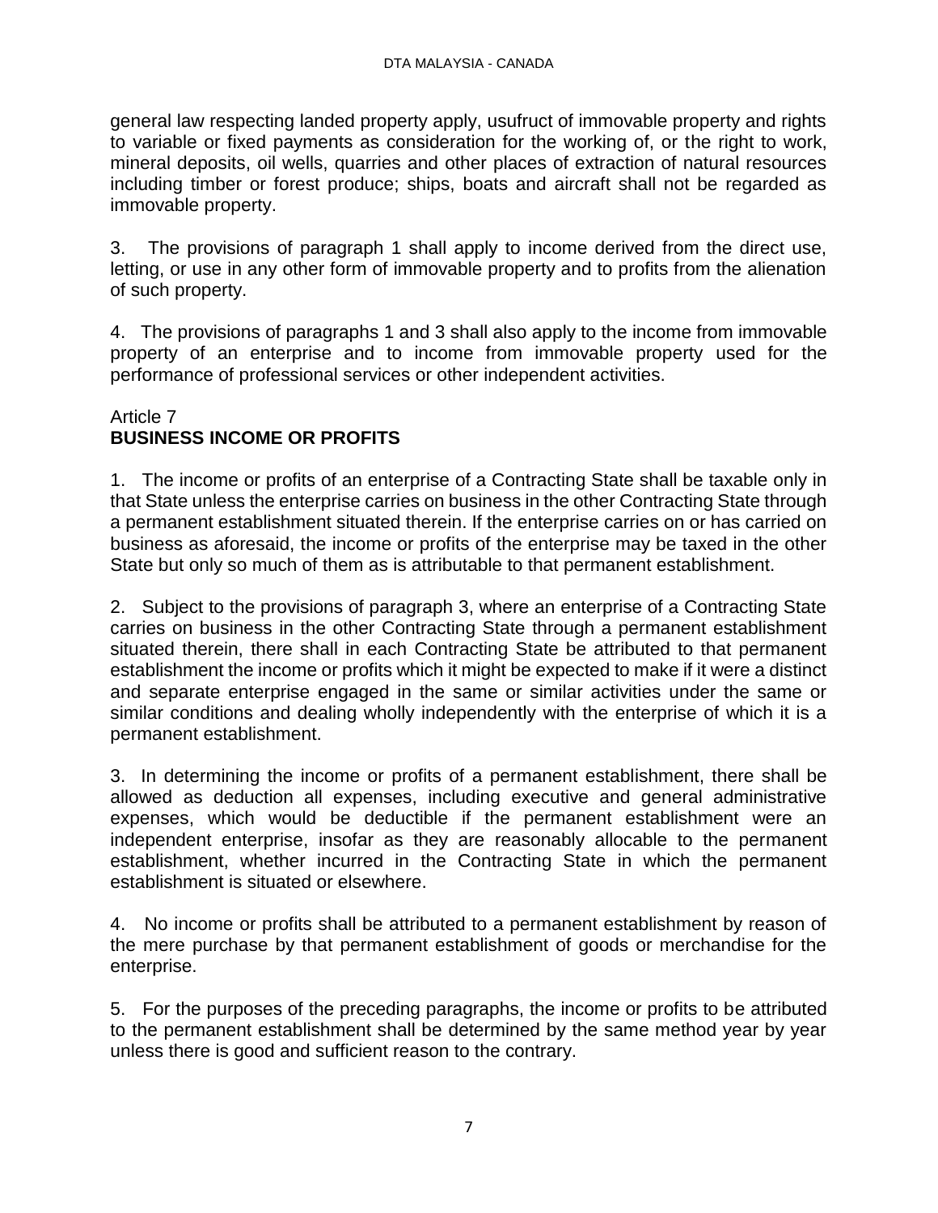general law respecting landed property apply, usufruct of immovable property and rights to variable or fixed payments as consideration for the working of, or the right to work, mineral deposits, oil wells, quarries and other places of extraction of natural resources including timber or forest produce; ships, boats and aircraft shall not be regarded as immovable property.

3. The provisions of paragraph 1 shall apply to income derived from the direct use, letting, or use in any other form of immovable property and to profits from the alienation of such property.

4. The provisions of paragraphs 1 and 3 shall also apply to the income from immovable property of an enterprise and to income from immovable property used for the performance of professional services or other independent activities.

Article 7
**BUSINESS INCOME OR PROFITS**

1. The income or profits of an enterprise of a Contracting State shall be taxable only in that State unless the enterprise carries on business in the other Contracting State through a permanent establishment situated therein. If the enterprise carries on or has carried on business as aforesaid, the income or profits of the enterprise may be taxed in the other State but only so much of them as is attributable to that permanent establishment.

2. Subject to the provisions of paragraph 3, where an enterprise of a Contracting State carries on business in the other Contracting State through a permanent establishment situated therein, there shall in each Contracting State be attributed to that permanent establishment the income or profits which it might be expected to make if it were a distinct and separate enterprise engaged in the same or similar activities under the same or similar conditions and dealing wholly independently with the enterprise of which it is a permanent establishment.

3. In determining the income or profits of a permanent establishment, there shall be allowed as deduction all expenses, including executive and general administrative expenses, which would be deductible if the permanent establishment were an independent enterprise, insofar as they are reasonably allocable to the permanent establishment, whether incurred in the Contracting State in which the permanent establishment is situated or elsewhere.

4. No income or profits shall be attributed to a permanent establishment by reason of the mere purchase by that permanent establishment of goods or merchandise for the enterprise.

5. For the purposes of the preceding paragraphs, the income or profits to be attributed to the permanent establishment shall be determined by the same method year by year unless there is good and sufficient reason to the contrary.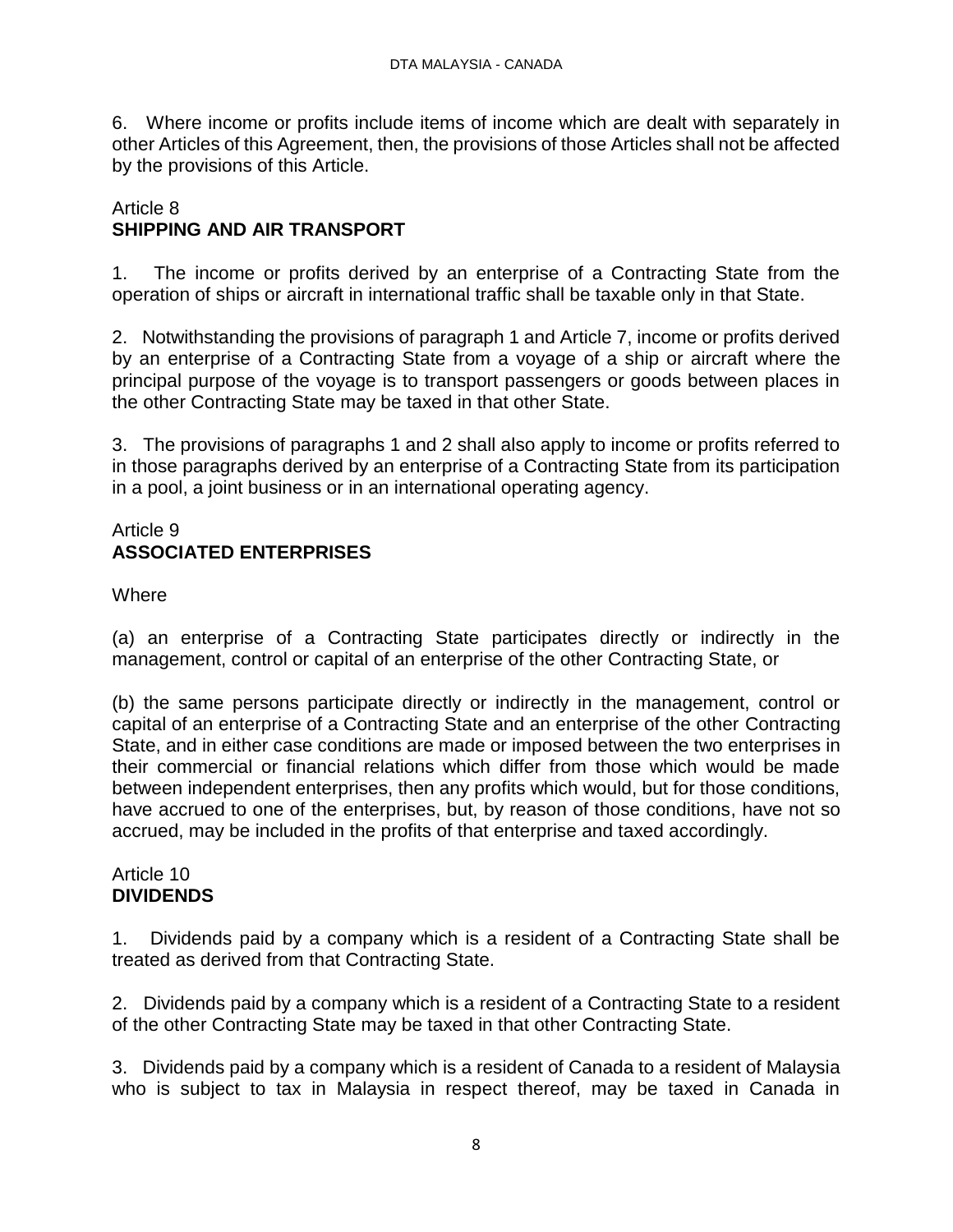6. Where income or profits include items of income which are dealt with separately in other Articles of this Agreement, then, the provisions of those Articles shall not be affected by the provisions of this Article.

## Article 8
## SHIPPING AND AIR TRANSPORT

1. The income or profits derived by an enterprise of a Contracting State from the operation of ships or aircraft in international traffic shall be taxable only in that State.

2. Notwithstanding the provisions of paragraph 1 and Article 7, income or profits derived by an enterprise of a Contracting State from a voyage of a ship or aircraft where the principal purpose of the voyage is to transport passengers or goods between places in the other Contracting State may be taxed in that other State.

3. The provisions of paragraphs 1 and 2 shall also apply to income or profits referred to in those paragraphs derived by an enterprise of a Contracting State from its participation in a pool, a joint business or in an international operating agency.

## Article 9
## ASSOCIATED ENTERPRISES

Where

(a) an enterprise of a Contracting State participates directly or indirectly in the management, control or capital of an enterprise of the other Contracting State, or

(b) the same persons participate directly or indirectly in the management, control or capital of an enterprise of a Contracting State and an enterprise of the other Contracting State, and in either case conditions are made or imposed between the two enterprises in their commercial or financial relations which differ from those which would be made between independent enterprises, then any profits which would, but for those conditions, have accrued to one of the enterprises, but, by reason of those conditions, have not so accrued, may be included in the profits of that enterprise and taxed accordingly.

## Article 10
## DIVIDENDS

1. Dividends paid by a company which is a resident of a Contracting State shall be treated as derived from that Contracting State.

2. Dividends paid by a company which is a resident of a Contracting State to a resident of the other Contracting State may be taxed in that other Contracting State.

3. Dividends paid by a company which is a resident of Canada to a resident of Malaysia who is subject to tax in Malaysia in respect thereof, may be taxed in Canada in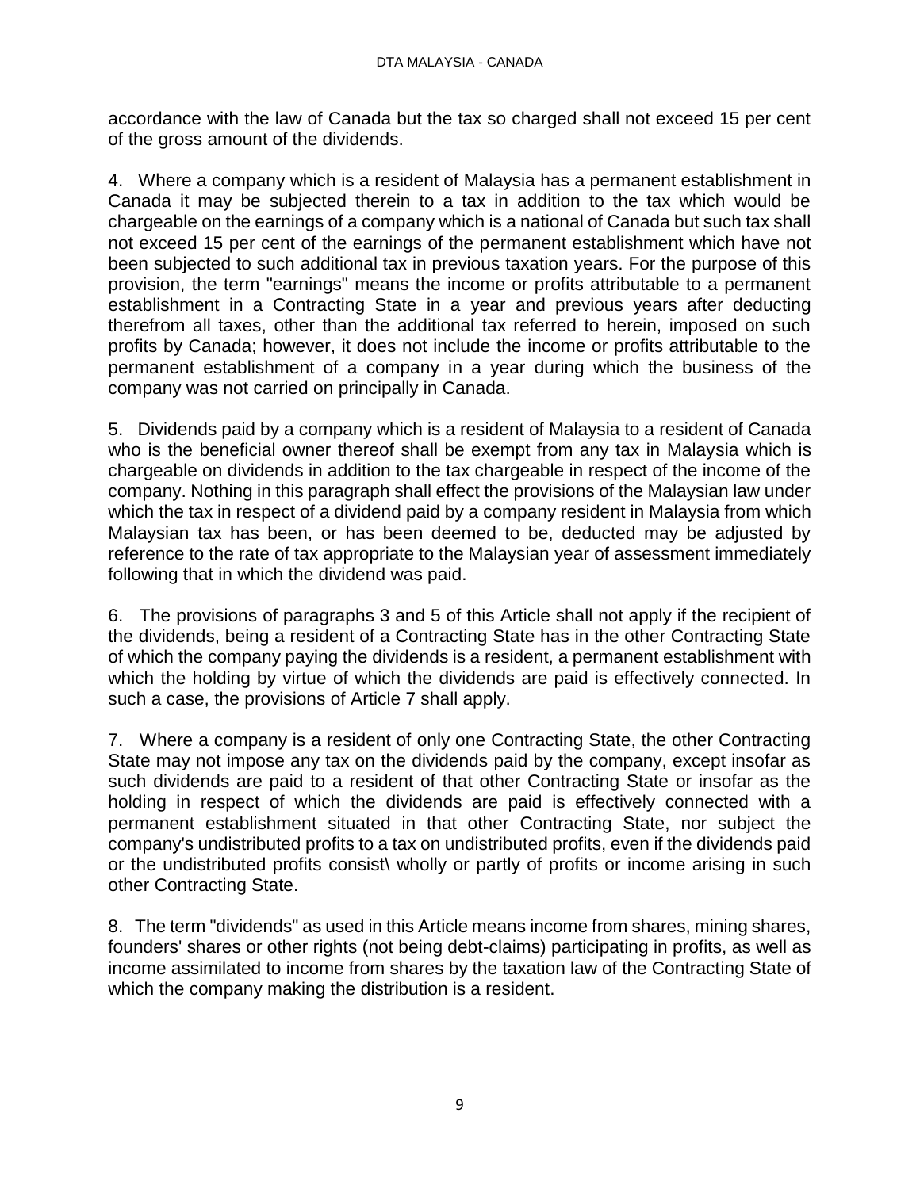accordance with the law of Canada but the tax so charged shall not exceed 15 per cent of the gross amount of the dividends.

4. Where a company which is a resident of Malaysia has a permanent establishment in Canada it may be subjected therein to a tax in addition to the tax which would be chargeable on the earnings of a company which is a national of Canada but such tax shall not exceed 15 per cent of the earnings of the permanent establishment which have not been subjected to such additional tax in previous taxation years. For the purpose of this provision, the term "earnings" means the income or profits attributable to a permanent establishment in a Contracting State in a year and previous years after deducting therefrom all taxes, other than the additional tax referred to herein, imposed on such profits by Canada; however, it does not include the income or profits attributable to the permanent establishment of a company in a year during which the business of the company was not carried on principally in Canada.

5. Dividends paid by a company which is a resident of Malaysia to a resident of Canada who is the beneficial owner thereof shall be exempt from any tax in Malaysia which is chargeable on dividends in addition to the tax chargeable in respect of the income of the company. Nothing in this paragraph shall effect the provisions of the Malaysian law under which the tax in respect of a dividend paid by a company resident in Malaysia from which Malaysian tax has been, or has been deemed to be, deducted may be adjusted by reference to the rate of tax appropriate to the Malaysian year of assessment immediately following that in which the dividend was paid.

6. The provisions of paragraphs 3 and 5 of this Article shall not apply if the recipient of the dividends, being a resident of a Contracting State has in the other Contracting State of which the company paying the dividends is a resident, a permanent establishment with which the holding by virtue of which the dividends are paid is effectively connected. In such a case, the provisions of Article 7 shall apply.

7. Where a company is a resident of only one Contracting State, the other Contracting State may not impose any tax on the dividends paid by the company, except insofar as such dividends are paid to a resident of that other Contracting State or insofar as the holding in respect of which the dividends are paid is effectively connected with a permanent establishment situated in that other Contracting State, nor subject the company's undistributed profits to a tax on undistributed profits, even if the dividends paid or the undistributed profits consist\ wholly or partly of profits or income arising in such other Contracting State.

8. The term "dividends" as used in this Article means income from shares, mining shares, founders' shares or other rights (not being debt-claims) participating in profits, as well as income assimilated to income from shares by the taxation law of the Contracting State of which the company making the distribution is a resident.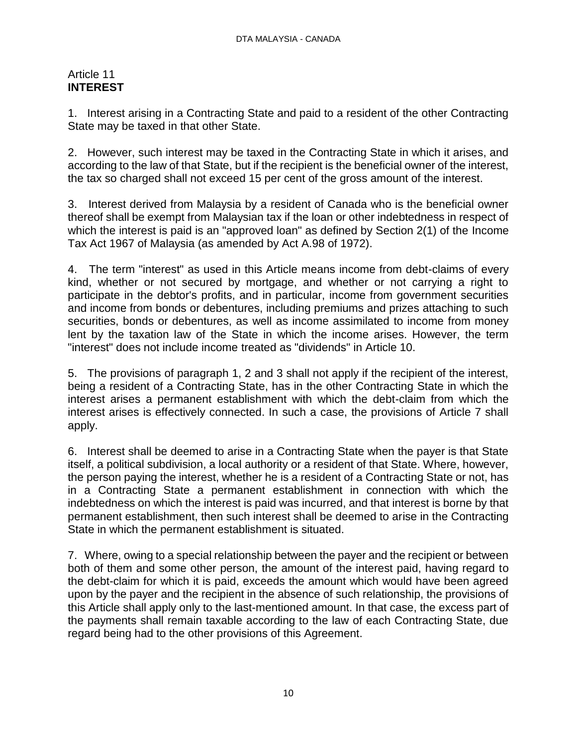## Article 11
**INTEREST**

1. Interest arising in a Contracting State and paid to a resident of the other Contracting State may be taxed in that other State.

2. However, such interest may be taxed in the Contracting State in which it arises, and according to the law of that State, but if the recipient is the beneficial owner of the interest, the tax so charged shall not exceed 15 per cent of the gross amount of the interest.

3. Interest derived from Malaysia by a resident of Canada who is the beneficial owner thereof shall be exempt from Malaysian tax if the loan or other indebtedness in respect of which the interest is paid is an "approved loan" as defined by Section 2(1) of the Income Tax Act 1967 of Malaysia (as amended by Act A.98 of 1972).

4. The term "interest" as used in this Article means income from debt-claims of every kind, whether or not secured by mortgage, and whether or not carrying a right to participate in the debtor's profits, and in particular, income from government securities and income from bonds or debentures, including premiums and prizes attaching to such securities, bonds or debentures, as well as income assimilated to income from money lent by the taxation law of the State in which the income arises. However, the term "interest" does not include income treated as "dividends" in Article 10.

5. The provisions of paragraph 1, 2 and 3 shall not apply if the recipient of the interest, being a resident of a Contracting State, has in the other Contracting State in which the interest arises a permanent establishment with which the debt-claim from which the interest arises is effectively connected. In such a case, the provisions of Article 7 shall apply.

6. Interest shall be deemed to arise in a Contracting State when the payer is that State itself, a political subdivision, a local authority or a resident of that State. Where, however, the person paying the interest, whether he is a resident of a Contracting State or not, has in a Contracting State a permanent establishment in connection with which the indebtedness on which the interest is paid was incurred, and that interest is borne by that permanent establishment, then such interest shall be deemed to arise in the Contracting State in which the permanent establishment is situated.

7. Where, owing to a special relationship between the payer and the recipient or between both of them and some other person, the amount of the interest paid, having regard to the debt-claim for which it is paid, exceeds the amount which would have been agreed upon by the payer and the recipient in the absence of such relationship, the provisions of this Article shall apply only to the last-mentioned amount. In that case, the excess part of the payments shall remain taxable according to the law of each Contracting State, due regard being had to the other provisions of this Agreement.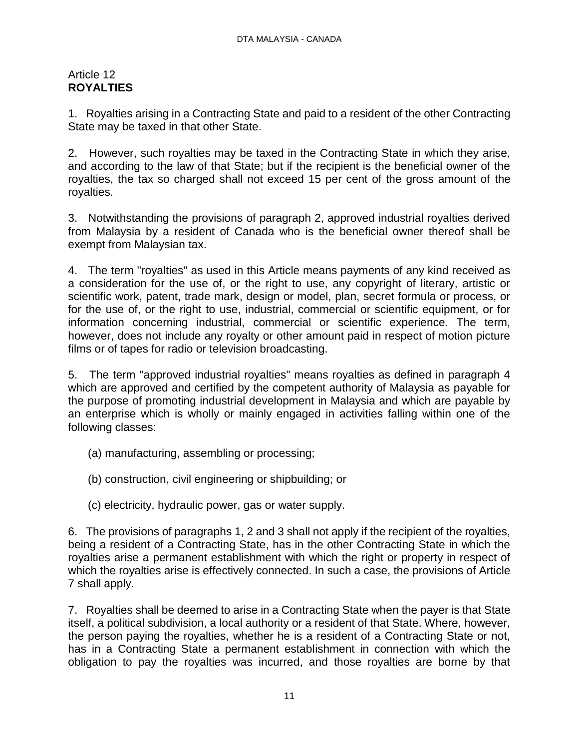## Article 12
## **ROYALTIES**

1. Royalties arising in a Contracting State and paid to a resident of the other Contracting State may be taxed in that other State.

2. However, such royalties may be taxed in the Contracting State in which they arise, and according to the law of that State; but if the recipient is the beneficial owner of the royalties, the tax so charged shall not exceed 15 per cent of the gross amount of the royalties.

3. Notwithstanding the provisions of paragraph 2, approved industrial royalties derived from Malaysia by a resident of Canada who is the beneficial owner thereof shall be exempt from Malaysian tax.

4. The term "royalties" as used in this Article means payments of any kind received as a consideration for the use of, or the right to use, any copyright of literary, artistic or scientific work, patent, trade mark, design or model, plan, secret formula or process, or for the use of, or the right to use, industrial, commercial or scientific equipment, or for information concerning industrial, commercial or scientific experience. The term, however, does not include any royalty or other amount paid in respect of motion picture films or of tapes for radio or television broadcasting.

5. The term "approved industrial royalties" means royalties as defined in paragraph 4 which are approved and certified by the competent authority of Malaysia as payable for the purpose of promoting industrial development in Malaysia and which are payable by an enterprise which is wholly or mainly engaged in activities falling within one of the following classes:

(a) manufacturing, assembling or processing;

(b) construction, civil engineering or shipbuilding; or

(c) electricity, hydraulic power, gas or water supply.

6. The provisions of paragraphs 1, 2 and 3 shall not apply if the recipient of the royalties, being a resident of a Contracting State, has in the other Contracting State in which the royalties arise a permanent establishment with which the right or property in respect of which the royalties arise is effectively connected. In such a case, the provisions of Article 7 shall apply.

7. Royalties shall be deemed to arise in a Contracting State when the payer is that State itself, a political subdivision, a local authority or a resident of that State. Where, however, the person paying the royalties, whether he is a resident of a Contracting State or not, has in a Contracting State a permanent establishment in connection with which the obligation to pay the royalties was incurred, and those royalties are borne by that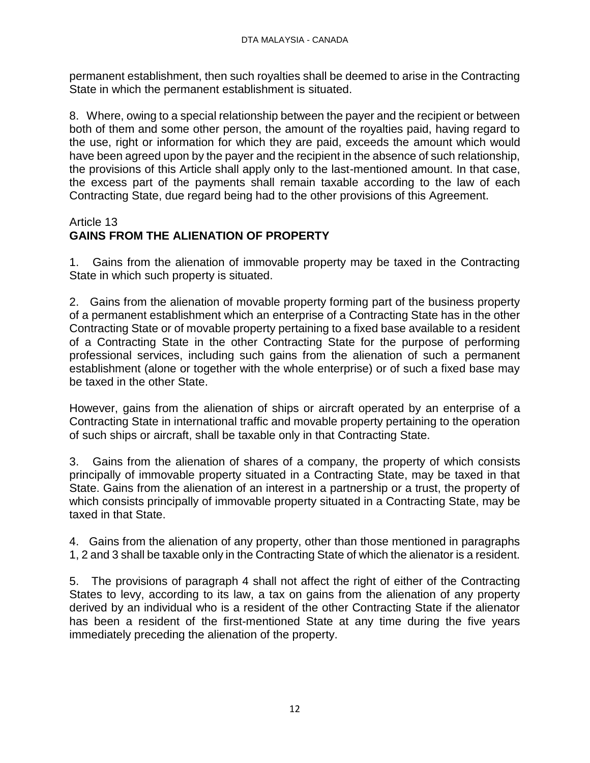permanent establishment, then such royalties shall be deemed to arise in the Contracting State in which the permanent establishment is situated.

8. Where, owing to a special relationship between the payer and the recipient or between both of them and some other person, the amount of the royalties paid, having regard to the use, right or information for which they are paid, exceeds the amount which would have been agreed upon by the payer and the recipient in the absence of such relationship, the provisions of this Article shall apply only to the last-mentioned amount. In that case, the excess part of the payments shall remain taxable according to the law of each Contracting State, due regard being had to the other provisions of this Agreement.

## Article 13
## GAINS FROM THE ALIENATION OF PROPERTY

1. Gains from the alienation of immovable property may be taxed in the Contracting State in which such property is situated.

2. Gains from the alienation of movable property forming part of the business property of a permanent establishment which an enterprise of a Contracting State has in the other Contracting State or of movable property pertaining to a fixed base available to a resident of a Contracting State in the other Contracting State for the purpose of performing professional services, including such gains from the alienation of such a permanent establishment (alone or together with the whole enterprise) or of such a fixed base may be taxed in the other State.

However, gains from the alienation of ships or aircraft operated by an enterprise of a Contracting State in international traffic and movable property pertaining to the operation of such ships or aircraft, shall be taxable only in that Contracting State.

3. Gains from the alienation of shares of a company, the property of which consists principally of immovable property situated in a Contracting State, may be taxed in that State. Gains from the alienation of an interest in a partnership or a trust, the property of which consists principally of immovable property situated in a Contracting State, may be taxed in that State.

4. Gains from the alienation of any property, other than those mentioned in paragraphs 1, 2 and 3 shall be taxable only in the Contracting State of which the alienator is a resident.

5. The provisions of paragraph 4 shall not affect the right of either of the Contracting States to levy, according to its law, a tax on gains from the alienation of any property derived by an individual who is a resident of the other Contracting State if the alienator has been a resident of the first-mentioned State at any time during the five years immediately preceding the alienation of the property.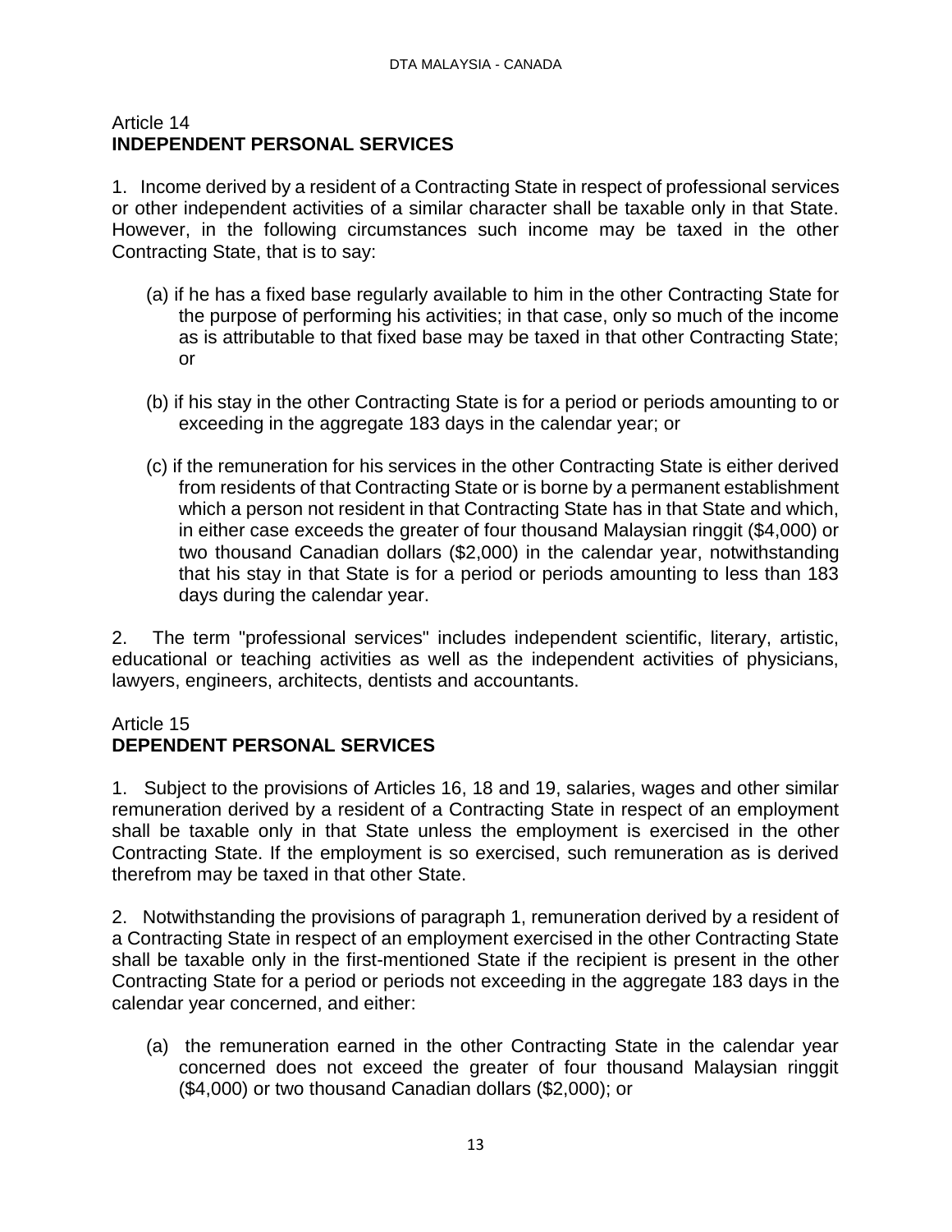## Article 14
## INDEPENDENT PERSONAL SERVICES

1. Income derived by a resident of a Contracting State in respect of professional services or other independent activities of a similar character shall be taxable only in that State. However, in the following circumstances such income may be taxed in the other Contracting State, that is to say:

   (a) if he has a fixed base regularly available to him in the other Contracting State for the purpose of performing his activities; in that case, only so much of the income as is attributable to that fixed base may be taxed in that other Contracting State; or

   (b) if his stay in the other Contracting State is for a period or periods amounting to or exceeding in the aggregate 183 days in the calendar year; or

   (c) if the remuneration for his services in the other Contracting State is either derived from residents of that Contracting State or is borne by a permanent establishment which a person not resident in that Contracting State has in that State and which, in either case exceeds the greater of four thousand Malaysian ringgit ($4,000) or two thousand Canadian dollars ($2,000) in the calendar year, notwithstanding that his stay in that State is for a period or periods amounting to less than 183 days during the calendar year.

2. The term "professional services" includes independent scientific, literary, artistic, educational or teaching activities as well as the independent activities of physicians, lawyers, engineers, architects, dentists and accountants.

## Article 15
## DEPENDENT PERSONAL SERVICES

1. Subject to the provisions of Articles 16, 18 and 19, salaries, wages and other similar remuneration derived by a resident of a Contracting State in respect of an employment shall be taxable only in that State unless the employment is exercised in the other Contracting State. If the employment is so exercised, such remuneration as is derived therefrom may be taxed in that other State.

2. Notwithstanding the provisions of paragraph 1, remuneration derived by a resident of a Contracting State in respect of an employment exercised in the other Contracting State shall be taxable only in the first-mentioned State if the recipient is present in the other Contracting State for a period or periods not exceeding in the aggregate 183 days in the calendar year concerned, and either:

   (a) the remuneration earned in the other Contracting State in the calendar year concerned does not exceed the greater of four thousand Malaysian ringgit ($4,000) or two thousand Canadian dollars ($2,000); or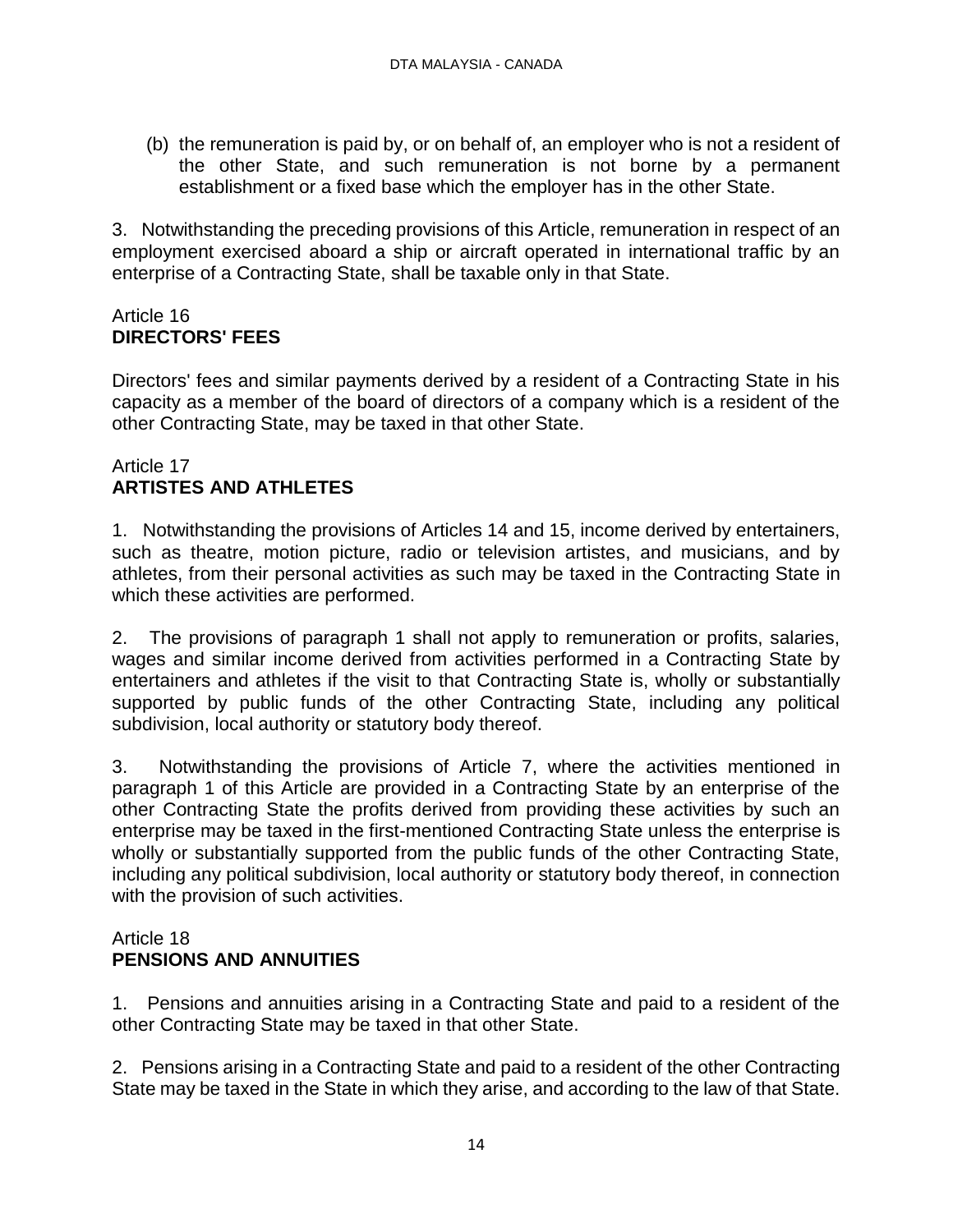(b) the remuneration is paid by, or on behalf of, an employer who is not a resident of the other State, and such remuneration is not borne by a permanent establishment or a fixed base which the employer has in the other State.

3. Notwithstanding the preceding provisions of this Article, remuneration in respect of an employment exercised aboard a ship or aircraft operated in international traffic by an enterprise of a Contracting State, shall be taxable only in that State.

## Article 16
## **DIRECTORS' FEES**

Directors' fees and similar payments derived by a resident of a Contracting State in his capacity as a member of the board of directors of a company which is a resident of the other Contracting State, may be taxed in that other State.

## Article 17
## **ARTISTES AND ATHLETES**

1. Notwithstanding the provisions of Articles 14 and 15, income derived by entertainers, such as theatre, motion picture, radio or television artistes, and musicians, and by athletes, from their personal activities as such may be taxed in the Contracting State in which these activities are performed.

2. The provisions of paragraph 1 shall not apply to remuneration or profits, salaries, wages and similar income derived from activities performed in a Contracting State by entertainers and athletes if the visit to that Contracting State is, wholly or substantially supported by public funds of the other Contracting State, including any political subdivision, local authority or statutory body thereof.

3. Notwithstanding the provisions of Article 7, where the activities mentioned in paragraph 1 of this Article are provided in a Contracting State by an enterprise of the other Contracting State the profits derived from providing these activities by such an enterprise may be taxed in the first-mentioned Contracting State unless the enterprise is wholly or substantially supported from the public funds of the other Contracting State, including any political subdivision, local authority or statutory body thereof, in connection with the provision of such activities.

## Article 18
## **PENSIONS AND ANNUITIES**

1. Pensions and annuities arising in a Contracting State and paid to a resident of the other Contracting State may be taxed in that other State.

2. Pensions arising in a Contracting State and paid to a resident of the other Contracting State may be taxed in the State in which they arise, and according to the law of that State.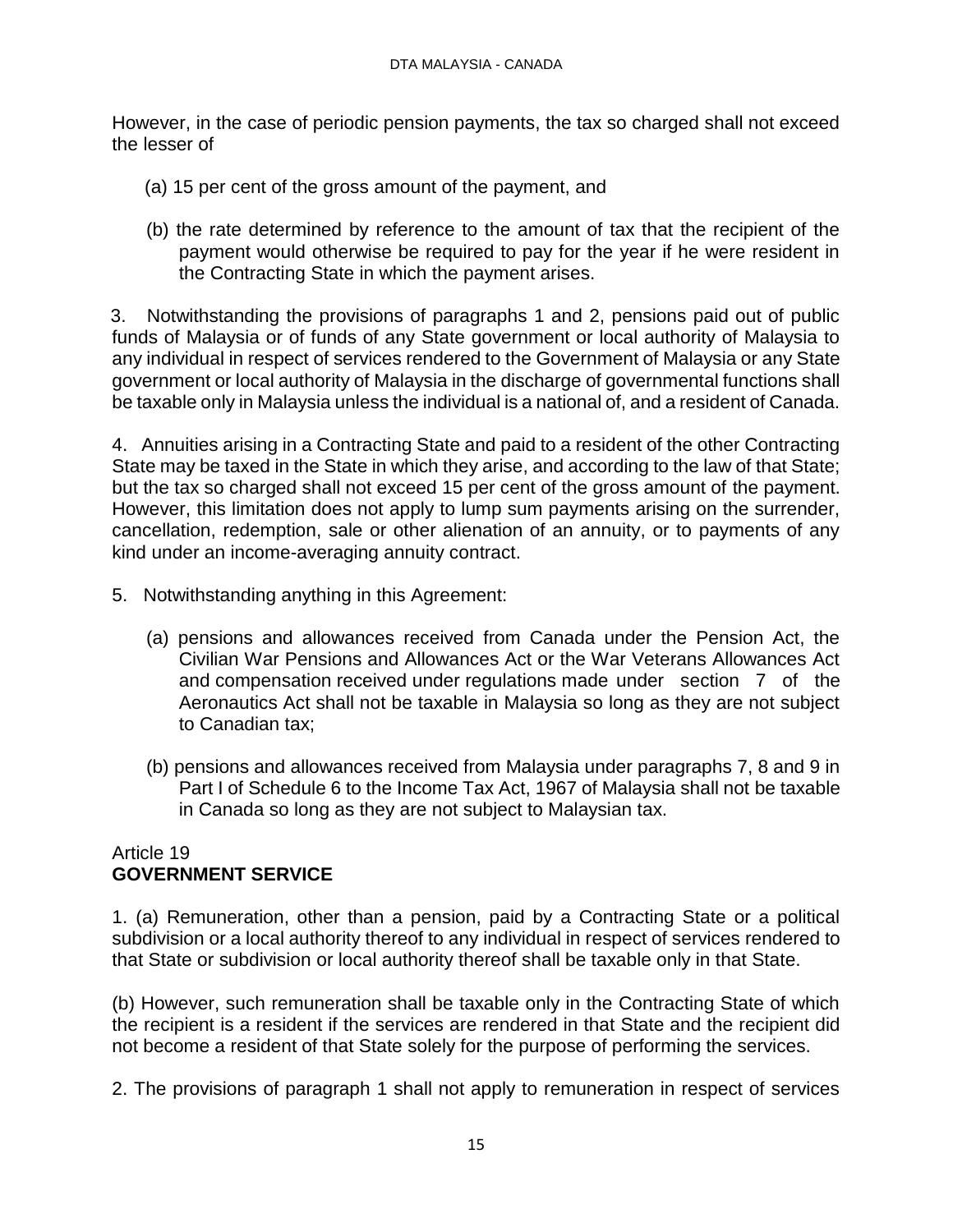However, in the case of periodic pension payments, the tax so charged shall not exceed the lesser of

(a) 15 per cent of the gross amount of the payment, and

(b) the rate determined by reference to the amount of tax that the recipient of the payment would otherwise be required to pay for the year if he were resident in the Contracting State in which the payment arises.

3. Notwithstanding the provisions of paragraphs 1 and 2, pensions paid out of public funds of Malaysia or of funds of any State government or local authority of Malaysia to any individual in respect of services rendered to the Government of Malaysia or any State government or local authority of Malaysia in the discharge of governmental functions shall be taxable only in Malaysia unless the individual is a national of, and a resident of Canada.

4. Annuities arising in a Contracting State and paid to a resident of the other Contracting State may be taxed in the State in which they arise, and according to the law of that State; but the tax so charged shall not exceed 15 per cent of the gross amount of the payment. However, this limitation does not apply to lump sum payments arising on the surrender, cancellation, redemption, sale or other alienation of an annuity, or to payments of any kind under an income-averaging annuity contract.

5. Notwithstanding anything in this Agreement:

(a) pensions and allowances received from Canada under the Pension Act, the Civilian War Pensions and Allowances Act or the War Veterans Allowances Act and compensation received under regulations made under section 7 of the Aeronautics Act shall not be taxable in Malaysia so long as they are not subject to Canadian tax;

(b) pensions and allowances received from Malaysia under paragraphs 7, 8 and 9 in Part I of Schedule 6 to the Income Tax Act, 1967 of Malaysia shall not be taxable in Canada so long as they are not subject to Malaysian tax.

## Article 19
## GOVERNMENT SERVICE

1. (a) Remuneration, other than a pension, paid by a Contracting State or a political subdivision or a local authority thereof to any individual in respect of services rendered to that State or subdivision or local authority thereof shall be taxable only in that State.

(b) However, such remuneration shall be taxable only in the Contracting State of which the recipient is a resident if the services are rendered in that State and the recipient did not become a resident of that State solely for the purpose of performing the services.

2. The provisions of paragraph 1 shall not apply to remuneration in respect of services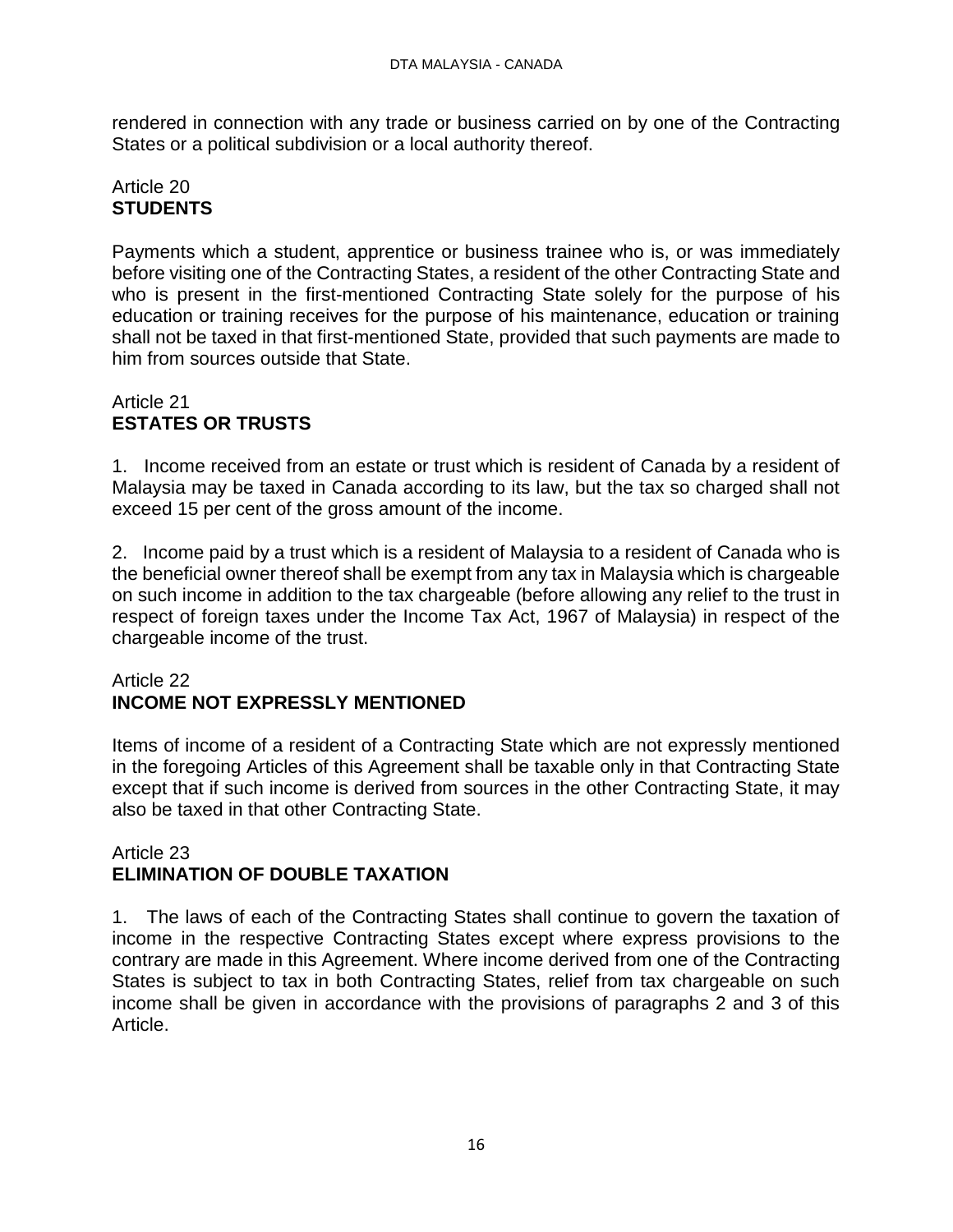rendered in connection with any trade or business carried on by one of the Contracting States or a political subdivision or a local authority thereof.

## Article 20
## **STUDENTS**

Payments which a student, apprentice or business trainee who is, or was immediately before visiting one of the Contracting States, a resident of the other Contracting State and who is present in the first-mentioned Contracting State solely for the purpose of his education or training receives for the purpose of his maintenance, education or training shall not be taxed in that first-mentioned State, provided that such payments are made to him from sources outside that State.

## Article 21
## **ESTATES OR TRUSTS**

1. Income received from an estate or trust which is resident of Canada by a resident of Malaysia may be taxed in Canada according to its law, but the tax so charged shall not exceed 15 per cent of the gross amount of the income.

2. Income paid by a trust which is a resident of Malaysia to a resident of Canada who is the beneficial owner thereof shall be exempt from any tax in Malaysia which is chargeable on such income in addition to the tax chargeable (before allowing any relief to the trust in respect of foreign taxes under the Income Tax Act, 1967 of Malaysia) in respect of the chargeable income of the trust.

## Article 22
## **INCOME NOT EXPRESSLY MENTIONED**

Items of income of a resident of a Contracting State which are not expressly mentioned in the foregoing Articles of this Agreement shall be taxable only in that Contracting State except that if such income is derived from sources in the other Contracting State, it may also be taxed in that other Contracting State.

## Article 23
## **ELIMINATION OF DOUBLE TAXATION**

1. The laws of each of the Contracting States shall continue to govern the taxation of income in the respective Contracting States except where express provisions to the contrary are made in this Agreement. Where income derived from one of the Contracting States is subject to tax in both Contracting States, relief from tax chargeable on such income shall be given in accordance with the provisions of paragraphs 2 and 3 of this Article.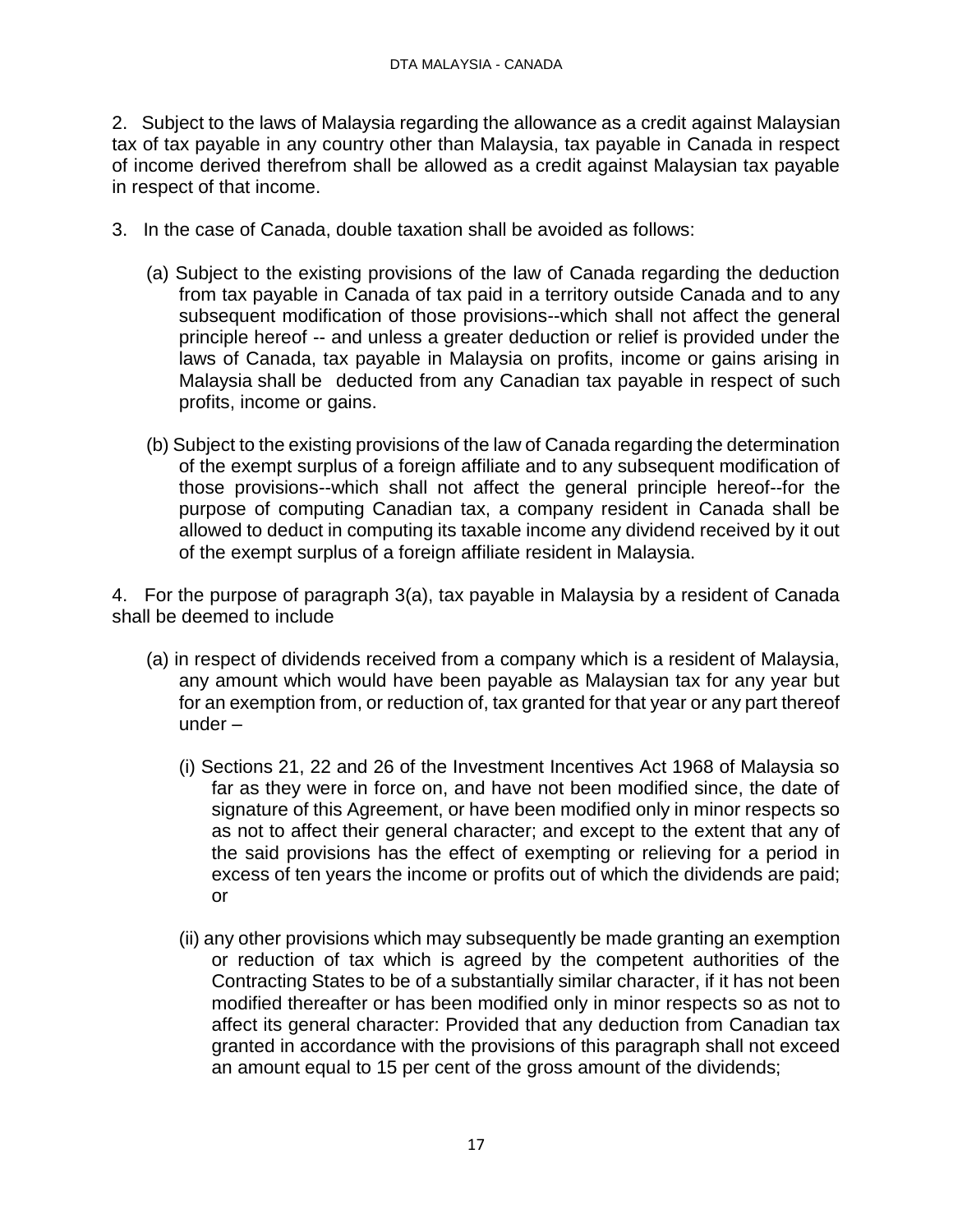2. Subject to the laws of Malaysia regarding the allowance as a credit against Malaysian tax of tax payable in any country other than Malaysia, tax payable in Canada in respect of income derived therefrom shall be allowed as a credit against Malaysian tax payable in respect of that income.

3. In the case of Canada, double taxation shall be avoided as follows:

(a) Subject to the existing provisions of the law of Canada regarding the deduction from tax payable in Canada of tax paid in a territory outside Canada and to any subsequent modification of those provisions--which shall not affect the general principle hereof -- and unless a greater deduction or relief is provided under the laws of Canada, tax payable in Malaysia on profits, income or gains arising in Malaysia shall be deducted from any Canadian tax payable in respect of such profits, income or gains.

(b) Subject to the existing provisions of the law of Canada regarding the determination of the exempt surplus of a foreign affiliate and to any subsequent modification of those provisions--which shall not affect the general principle hereof--for the purpose of computing Canadian tax, a company resident in Canada shall be allowed to deduct in computing its taxable income any dividend received by it out of the exempt surplus of a foreign affiliate resident in Malaysia.

4. For the purpose of paragraph 3(a), tax payable in Malaysia by a resident of Canada shall be deemed to include

(a) in respect of dividends received from a company which is a resident of Malaysia, any amount which would have been payable as Malaysian tax for any year but for an exemption from, or reduction of, tax granted for that year or any part thereof under –

(i) Sections 21, 22 and 26 of the Investment Incentives Act 1968 of Malaysia so far as they were in force on, and have not been modified since, the date of signature of this Agreement, or have been modified only in minor respects so as not to affect their general character; and except to the extent that any of the said provisions has the effect of exempting or relieving for a period in excess of ten years the income or profits out of which the dividends are paid; or

(ii) any other provisions which may subsequently be made granting an exemption or reduction of tax which is agreed by the competent authorities of the Contracting States to be of a substantially similar character, if it has not been modified thereafter or has been modified only in minor respects so as not to affect its general character: Provided that any deduction from Canadian tax granted in accordance with the provisions of this paragraph shall not exceed an amount equal to 15 per cent of the gross amount of the dividends;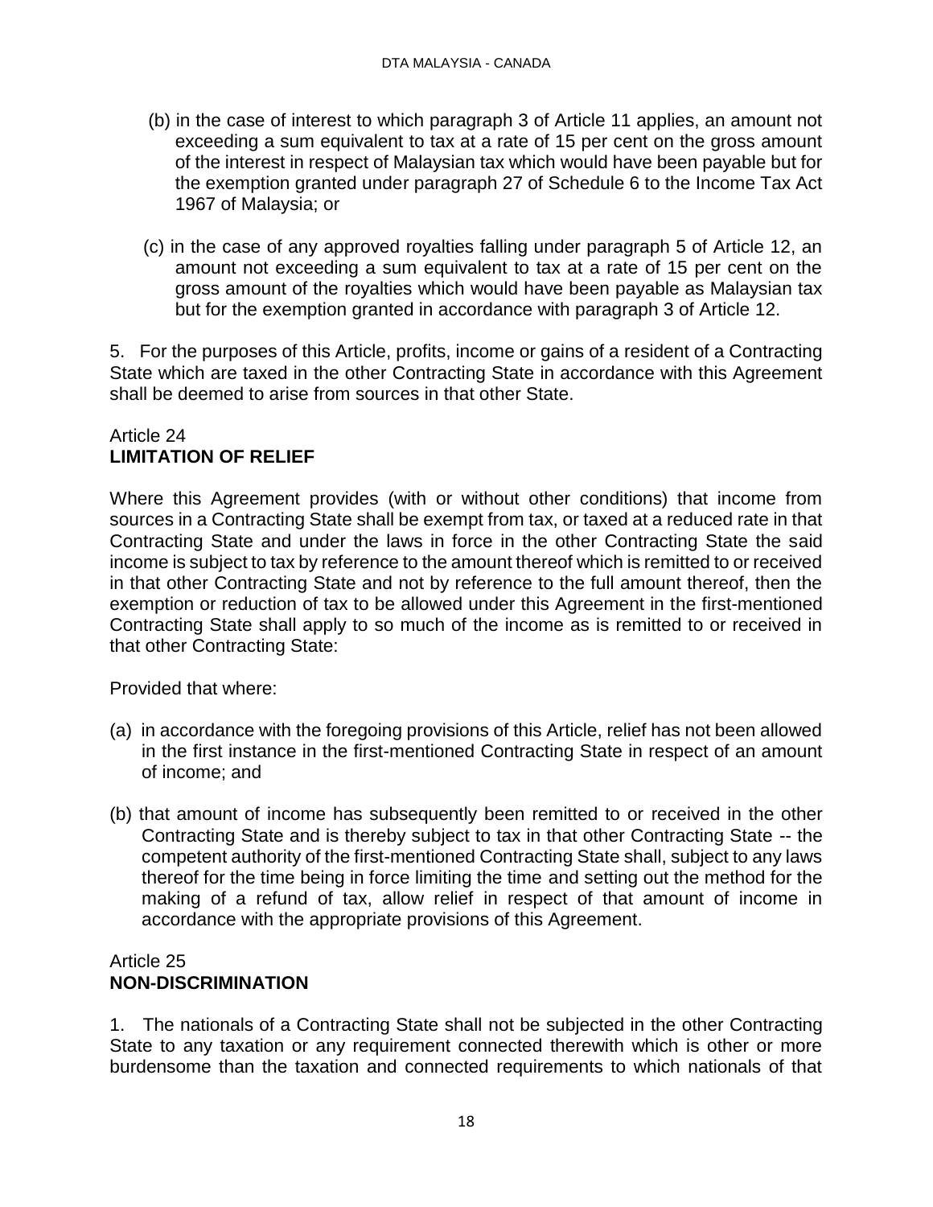(b) in the case of interest to which paragraph 3 of Article 11 applies, an amount not exceeding a sum equivalent to tax at a rate of 15 per cent on the gross amount of the interest in respect of Malaysian tax which would have been payable but for the exemption granted under paragraph 27 of Schedule 6 to the Income Tax Act 1967 of Malaysia; or

(c) in the case of any approved royalties falling under paragraph 5 of Article 12, an amount not exceeding a sum equivalent to tax at a rate of 15 per cent on the gross amount of the royalties which would have been payable as Malaysian tax but for the exemption granted in accordance with paragraph 3 of Article 12.

5. For the purposes of this Article, profits, income or gains of a resident of a Contracting State which are taxed in the other Contracting State in accordance with this Agreement shall be deemed to arise from sources in that other State.

## Article 24
## LIMITATION OF RELIEF

Where this Agreement provides (with or without other conditions) that income from sources in a Contracting State shall be exempt from tax, or taxed at a reduced rate in that Contracting State and under the laws in force in the other Contracting State the said income is subject to tax by reference to the amount thereof which is remitted to or received in that other Contracting State and not by reference to the full amount thereof, then the exemption or reduction of tax to be allowed under this Agreement in the first-mentioned Contracting State shall apply to so much of the income as is remitted to or received in that other Contracting State:

Provided that where:

(a) in accordance with the foregoing provisions of this Article, relief has not been allowed in the first instance in the first-mentioned Contracting State in respect of an amount of income; and

(b) that amount of income has subsequently been remitted to or received in the other Contracting State and is thereby subject to tax in that other Contracting State -- the competent authority of the first-mentioned Contracting State shall, subject to any laws thereof for the time being in force limiting the time and setting out the method for the making of a refund of tax, allow relief in respect of that amount of income in accordance with the appropriate provisions of this Agreement.

## Article 25
## NON-DISCRIMINATION

1. The nationals of a Contracting State shall not be subjected in the other Contracting State to any taxation or any requirement connected therewith which is other or more burdensome than the taxation and connected requirements to which nationals of that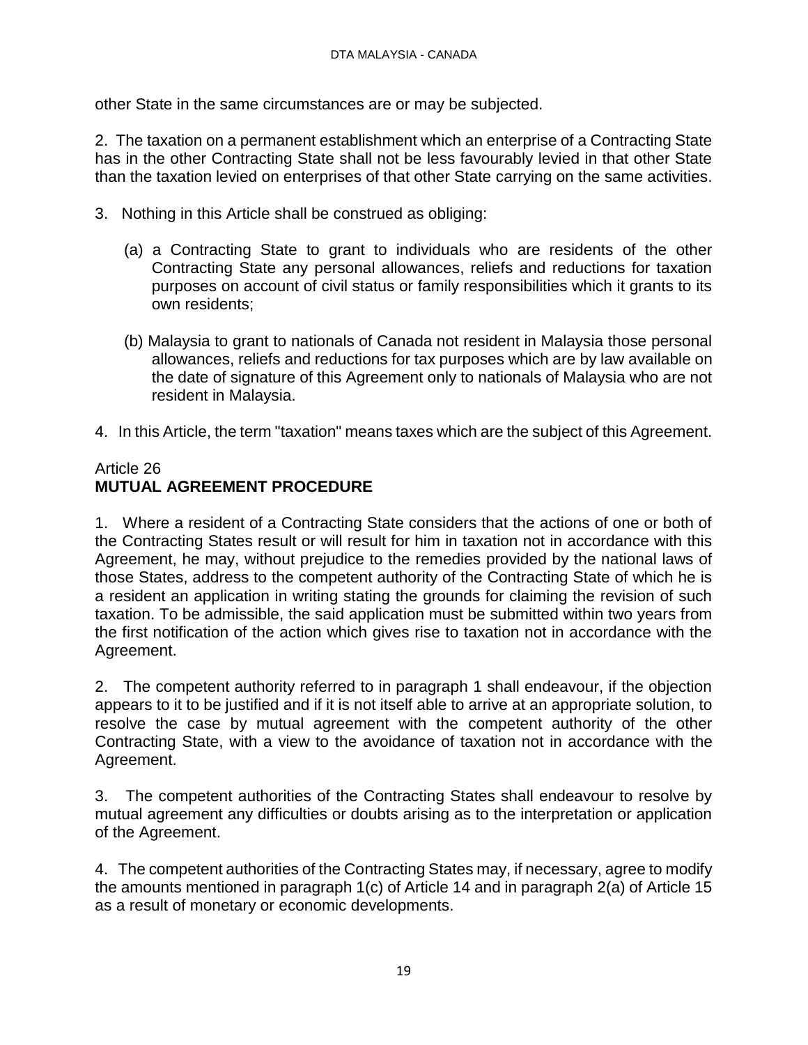other State in the same circumstances are or may be subjected.

2. The taxation on a permanent establishment which an enterprise of a Contracting State has in the other Contracting State shall not be less favourably levied in that other State than the taxation levied on enterprises of that other State carrying on the same activities.

3. Nothing in this Article shall be construed as obliging:

(a) a Contracting State to grant to individuals who are residents of the other Contracting State any personal allowances, reliefs and reductions for taxation purposes on account of civil status or family responsibilities which it grants to its own residents;

(b) Malaysia to grant to nationals of Canada not resident in Malaysia those personal allowances, reliefs and reductions for tax purposes which are by law available on the date of signature of this Agreement only to nationals of Malaysia who are not resident in Malaysia.

4. In this Article, the term "taxation" means taxes which are the subject of this Agreement.

## Article 26
## MUTUAL AGREEMENT PROCEDURE

1. Where a resident of a Contracting State considers that the actions of one or both of the Contracting States result or will result for him in taxation not in accordance with this Agreement, he may, without prejudice to the remedies provided by the national laws of those States, address to the competent authority of the Contracting State of which he is a resident an application in writing stating the grounds for claiming the revision of such taxation. To be admissible, the said application must be submitted within two years from the first notification of the action which gives rise to taxation not in accordance with the Agreement.

2. The competent authority referred to in paragraph 1 shall endeavour, if the objection appears to it to be justified and if it is not itself able to arrive at an appropriate solution, to resolve the case by mutual agreement with the competent authority of the other Contracting State, with a view to the avoidance of taxation not in accordance with the Agreement.

3. The competent authorities of the Contracting States shall endeavour to resolve by mutual agreement any difficulties or doubts arising as to the interpretation or application of the Agreement.

4. The competent authorities of the Contracting States may, if necessary, agree to modify the amounts mentioned in paragraph 1(c) of Article 14 and in paragraph 2(a) of Article 15 as a result of monetary or economic developments.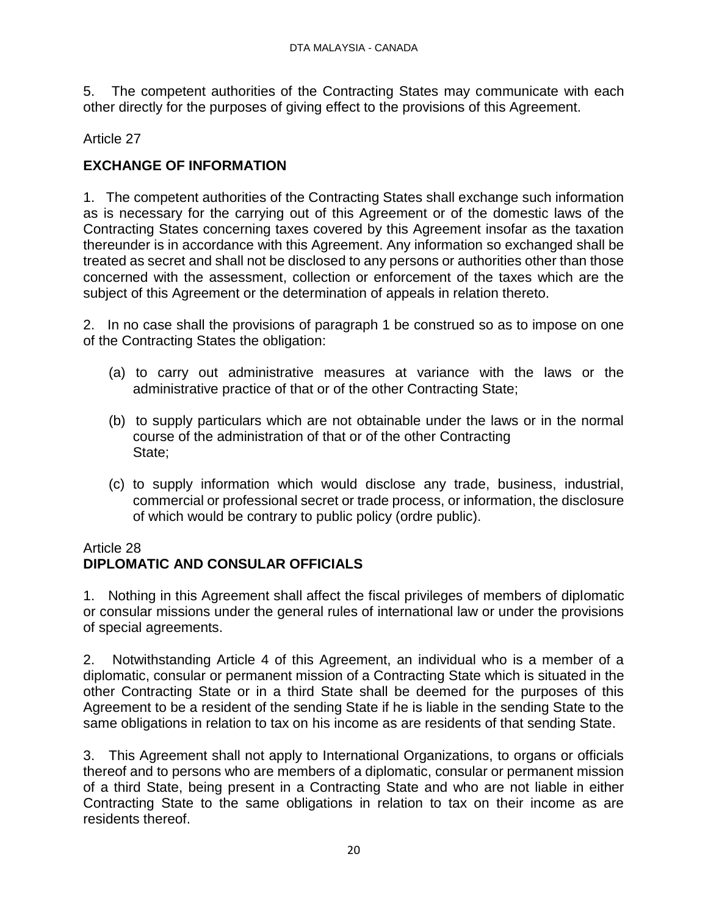5. The competent authorities of the Contracting States may communicate with each other directly for the purposes of giving effect to the provisions of this Agreement.

Article 27

**EXCHANGE OF INFORMATION**

1. The competent authorities of the Contracting States shall exchange such information as is necessary for the carrying out of this Agreement or of the domestic laws of the Contracting States concerning taxes covered by this Agreement insofar as the taxation thereunder is in accordance with this Agreement. Any information so exchanged shall be treated as secret and shall not be disclosed to any persons or authorities other than those concerned with the assessment, collection or enforcement of the taxes which are the subject of this Agreement or the determination of appeals in relation thereto.

2. In no case shall the provisions of paragraph 1 be construed so as to impose on one of the Contracting States the obligation:

(a) to carry out administrative measures at variance with the laws or the administrative practice of that or of the other Contracting State;

(b) to supply particulars which are not obtainable under the laws or in the normal course of the administration of that or of the other Contracting State;

(c) to supply information which would disclose any trade, business, industrial, commercial or professional secret or trade process, or information, the disclosure of which would be contrary to public policy (ordre public).

Article 28

**DIPLOMATIC AND CONSULAR OFFICIALS**

1. Nothing in this Agreement shall affect the fiscal privileges of members of diplomatic or consular missions under the general rules of international law or under the provisions of special agreements.

2. Notwithstanding Article 4 of this Agreement, an individual who is a member of a diplomatic, consular or permanent mission of a Contracting State which is situated in the other Contracting State or in a third State shall be deemed for the purposes of this Agreement to be a resident of the sending State if he is liable in the sending State to the same obligations in relation to tax on his income as are residents of that sending State.

3. This Agreement shall not apply to International Organizations, to organs or officials thereof and to persons who are members of a diplomatic, consular or permanent mission of a third State, being present in a Contracting State and who are not liable in either Contracting State to the same obligations in relation to tax on their income as are residents thereof.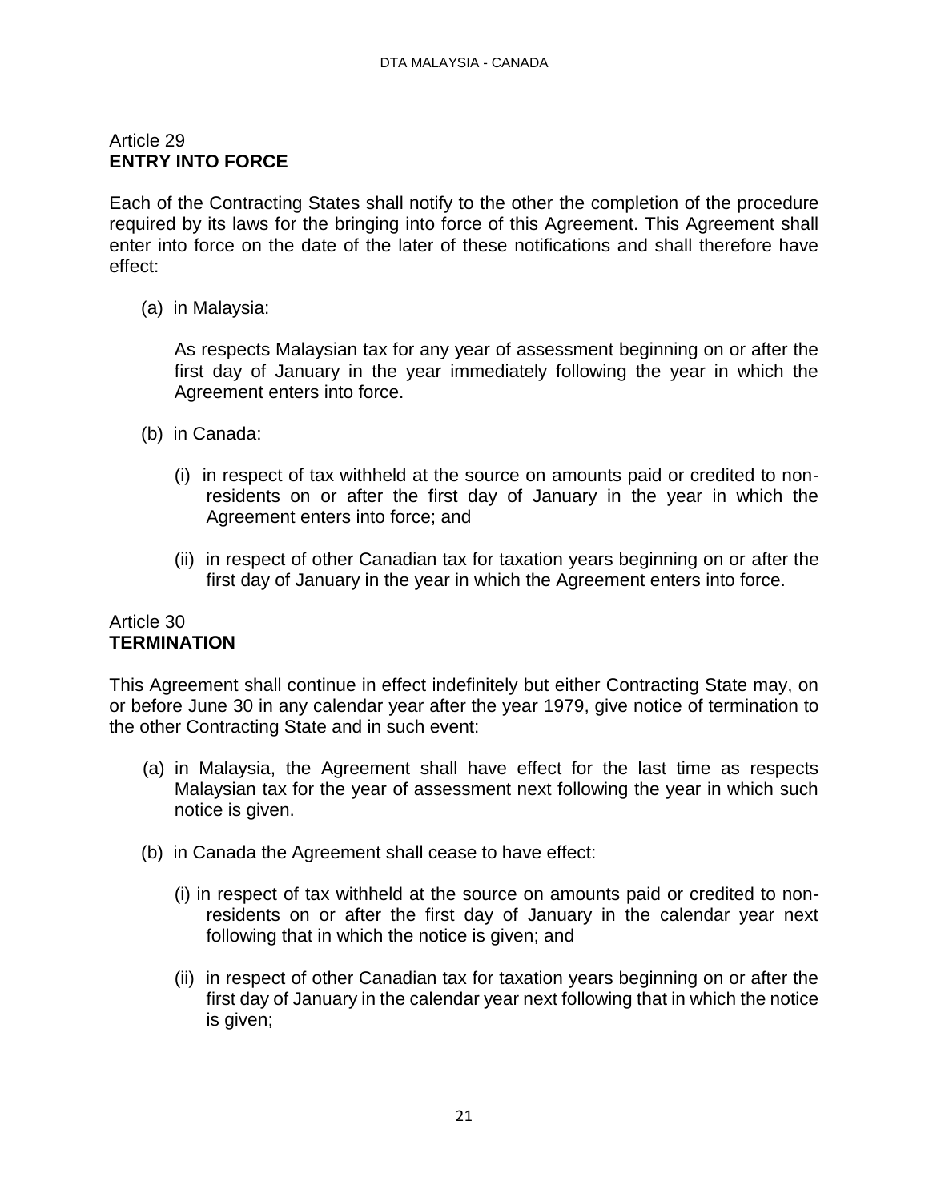## Article 29
**ENTRY INTO FORCE**

Each of the Contracting States shall notify to the other the completion of the procedure required by its laws for the bringing into force of this Agreement. This Agreement shall enter into force on the date of the later of these notifications and shall therefore have effect:

(a) in Malaysia:

As respects Malaysian tax for any year of assessment beginning on or after the first day of January in the year immediately following the year in which the Agreement enters into force.

(b) in Canada:

(i) in respect of tax withheld at the source on amounts paid or credited to non-residents on or after the first day of January in the year in which the Agreement enters into force; and

(ii) in respect of other Canadian tax for taxation years beginning on or after the first day of January in the year in which the Agreement enters into force.

## Article 30
**TERMINATION**

This Agreement shall continue in effect indefinitely but either Contracting State may, on or before June 30 in any calendar year after the year 1979, give notice of termination to the other Contracting State and in such event:

(a) in Malaysia, the Agreement shall have effect for the last time as respects Malaysian tax for the year of assessment next following the year in which such notice is given.

(b) in Canada the Agreement shall cease to have effect:

(i) in respect of tax withheld at the source on amounts paid or credited to non-residents on or after the first day of January in the calendar year next following that in which the notice is given; and

(ii) in respect of other Canadian tax for taxation years beginning on or after the first day of January in the calendar year next following that in which the notice is given;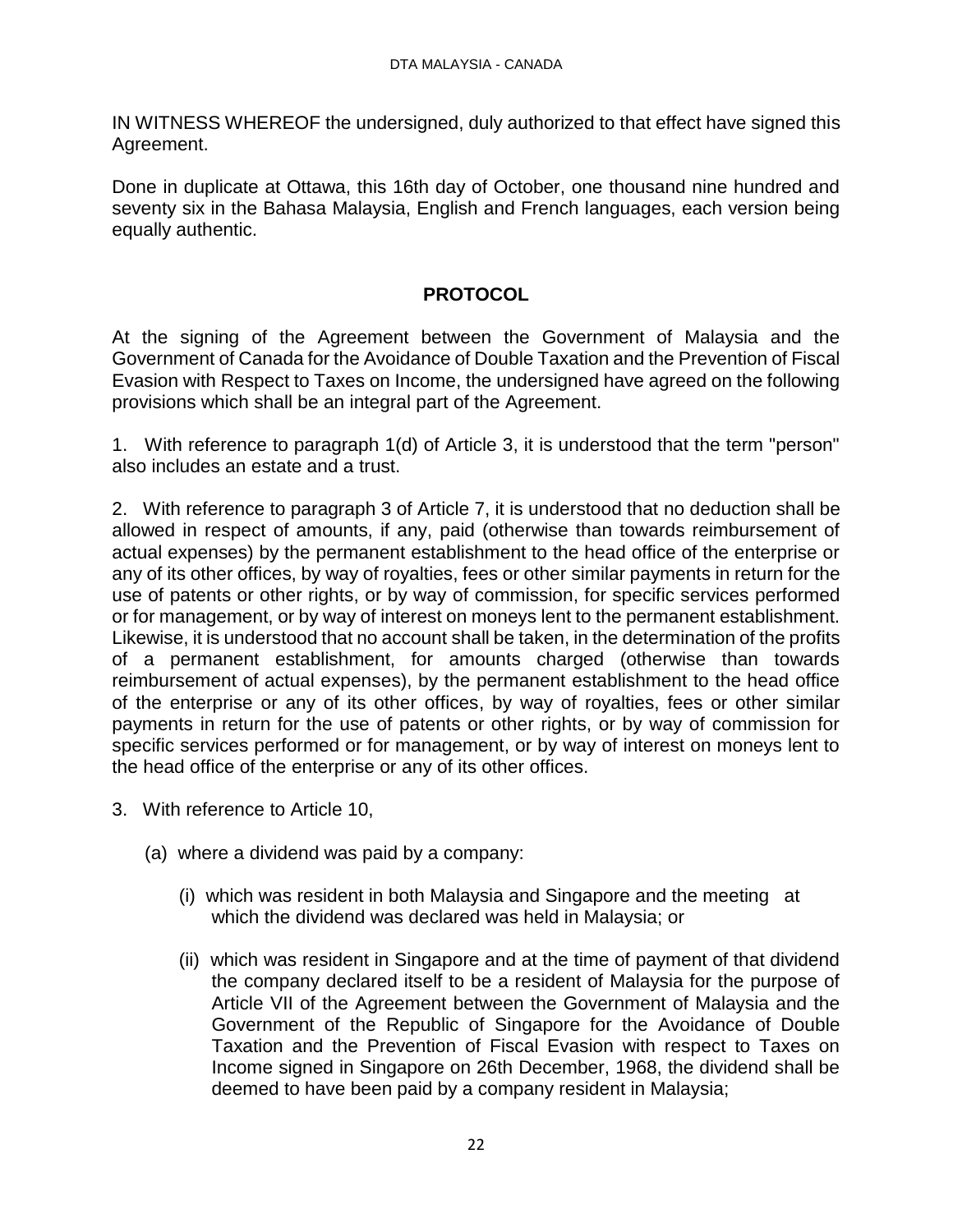IN WITNESS WHEREOF the undersigned, duly authorized to that effect have signed this Agreement.

Done in duplicate at Ottawa, this 16th day of October, one thousand nine hundred and seventy six in the Bahasa Malaysia, English and French languages, each version being equally authentic.

## PROTOCOL

At the signing of the Agreement between the Government of Malaysia and the Government of Canada for the Avoidance of Double Taxation and the Prevention of Fiscal Evasion with Respect to Taxes on Income, the undersigned have agreed on the following provisions which shall be an integral part of the Agreement.

1. With reference to paragraph 1(d) of Article 3, it is understood that the term "person" also includes an estate and a trust.

2. With reference to paragraph 3 of Article 7, it is understood that no deduction shall be allowed in respect of amounts, if any, paid (otherwise than towards reimbursement of actual expenses) by the permanent establishment to the head office of the enterprise or any of its other offices, by way of royalties, fees or other similar payments in return for the use of patents or other rights, or by way of commission, for specific services performed or for management, or by way of interest on moneys lent to the permanent establishment. Likewise, it is understood that no account shall be taken, in the determination of the profits of a permanent establishment, for amounts charged (otherwise than towards reimbursement of actual expenses), by the permanent establishment to the head office of the enterprise or any of its other offices, by way of royalties, fees or other similar payments in return for the use of patents or other rights, or by way of commission for specific services performed or for management, or by way of interest on moneys lent to the head office of the enterprise or any of its other offices.

3. With reference to Article 10,

   (a) where a dividend was paid by a company:

      (i) which was resident in both Malaysia and Singapore and the meeting at which the dividend was declared was held in Malaysia; or

      (ii) which was resident in Singapore and at the time of payment of that dividend the company declared itself to be a resident of Malaysia for the purpose of Article VII of the Agreement between the Government of Malaysia and the Government of the Republic of Singapore for the Avoidance of Double Taxation and the Prevention of Fiscal Evasion with respect to Taxes on Income signed in Singapore on 26th December, 1968, the dividend shall be deemed to have been paid by a company resident in Malaysia;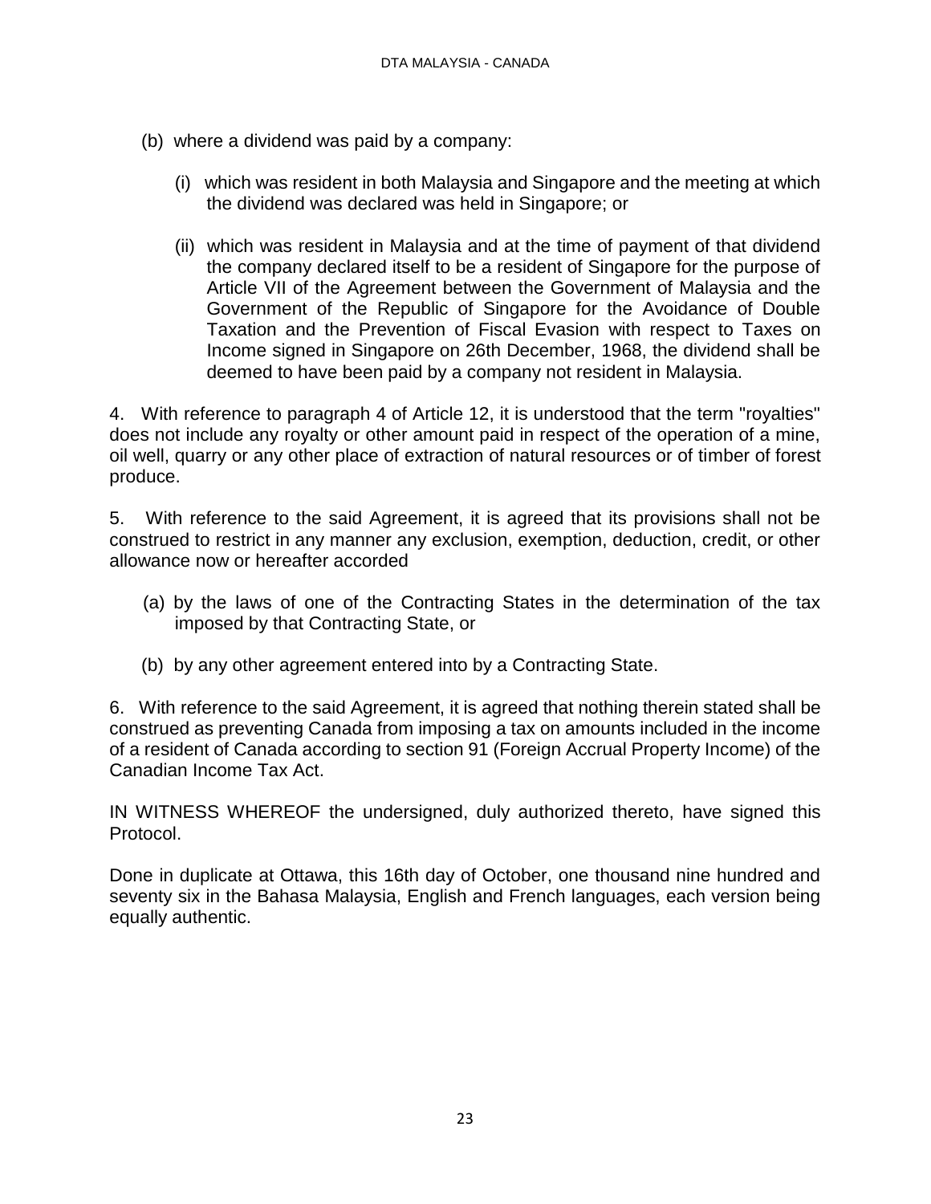(b) where a dividend was paid by a company:

(i) which was resident in both Malaysia and Singapore and the meeting at which the dividend was declared was held in Singapore; or

(ii) which was resident in Malaysia and at the time of payment of that dividend the company declared itself to be a resident of Singapore for the purpose of Article VII of the Agreement between the Government of Malaysia and the Government of the Republic of Singapore for the Avoidance of Double Taxation and the Prevention of Fiscal Evasion with respect to Taxes on Income signed in Singapore on 26th December, 1968, the dividend shall be deemed to have been paid by a company not resident in Malaysia.

4. With reference to paragraph 4 of Article 12, it is understood that the term "royalties" does not include any royalty or other amount paid in respect of the operation of a mine, oil well, quarry or any other place of extraction of natural resources or of timber of forest produce.

5. With reference to the said Agreement, it is agreed that its provisions shall not be construed to restrict in any manner any exclusion, exemption, deduction, credit, or other allowance now or hereafter accorded

(a) by the laws of one of the Contracting States in the determination of the tax imposed by that Contracting State, or

(b) by any other agreement entered into by a Contracting State.

6. With reference to the said Agreement, it is agreed that nothing therein stated shall be construed as preventing Canada from imposing a tax on amounts included in the income of a resident of Canada according to section 91 (Foreign Accrual Property Income) of the Canadian Income Tax Act.

IN WITNESS WHEREOF the undersigned, duly authorized thereto, have signed this Protocol.

Done in duplicate at Ottawa, this 16th day of October, one thousand nine hundred and seventy six in the Bahasa Malaysia, English and French languages, each version being equally authentic.